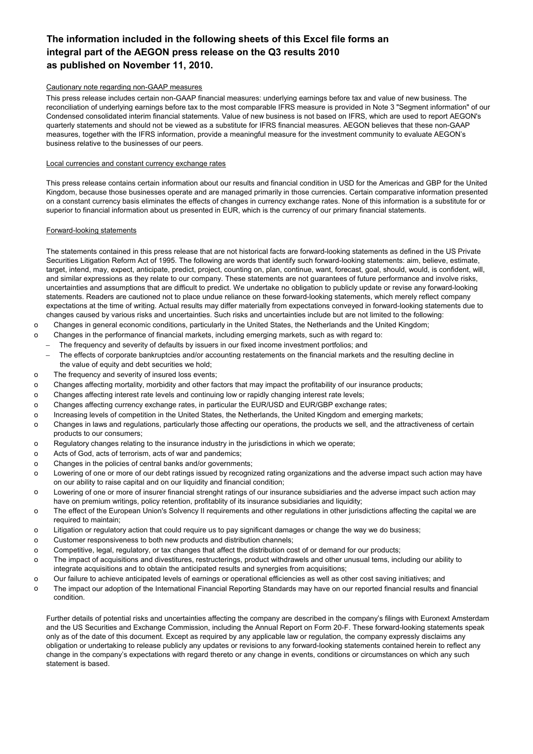## The information included in the following sheets of this Excel file forms an integral part of the AEGON press release on the Q3 results 2010 as published on November 11, 2010.

Cautionary note regarding non-GAAP measures

This press release includes certain non-GAAP financial measures: underlying earnings before tax and value of new business. The reconciliation of underlying earnings before tax to the most comparable IFRS measure is provided in Note 3 "Segment information" of our Condensed consolidated interim financial statements. Value of new business is not based on IFRS, which are used to report AEGON's quarterly statements and should not be viewed as a substitute for IFRS financial measures. AEGON believes that these non-GAAP measures, together with the IFRS information, provide a meaningful measure for the investment community to evaluate AEGON's business relative to the businesses of our peers.

Local currencies and constant currency exchange rates

This press release contains certain information about our results and financial condition in USD for the Americas and GBP for the United Kingdom, because those businesses operate and are managed primarily in those currencies. Certain comparative information presented on a constant currency basis eliminates the effects of changes in currency exchange rates. None of this information is a substitute for or superior to financial information about us presented in EUR, which is the currency of our primary financial statements.

Forward-looking statements

The statements contained in this press release that are not historical facts are forward-looking statements as defined in the US Private Securities Litigation Reform Act of 1995. The following are words that identify such forward-looking statements: aim, believe, estimate, target, intend, may, expect, anticipate, predict, project, counting on, plan, continue, want, forecast, goal, should, would, is confident, will, and similar expressions as they relate to our company. These statements are not guarantees of future performance and involve risks, uncertainties and assumptions that are difficult to predict. We undertake no obligation to publicly update or revise any forward-looking statements. Readers are cautioned not to place undue reliance on these forward-looking statements, which merely reflect company expectations at the time of writing. Actual results may differ materially from expectations conveyed in forward-looking statements due to changes caused by various risks and uncertainties. Such risks and uncertainties include but are not limited to the following:

- Changes in general economic conditions, particularly in the United States, the Netherlands and the United Kingdom;
- Changes in the performance of financial markets, including emerging markets, such as with regard to:
  - The frequency and severity of defaults by issuers in our fixed income investment portfolios; and
  - The effects of corporate bankruptcies and/or accounting restatements on the financial markets and the resulting decline in the value of equity and debt securities we hold;
- The frequency and severity of insured loss events;
- Changes affecting mortality, morbidity and other factors that may impact the profitability of our insurance products;
- Changes affecting interest rate levels and continuing low or rapidly changing interest rate levels;
- Changes affecting currency exchange rates, in particular the EUR/USD and EUR/GBP exchange rates;
- Increasing levels of competition in the United States, the Netherlands, the United Kingdom and emerging markets;
- Changes in laws and regulations, particularly those affecting our operations, the products we sell, and the attractiveness of certain products to our consumers;
- Regulatory changes relating to the insurance industry in the jurisdictions in which we operate;
- Acts of God, acts of terrorism, acts of war and pandemics;
- Changes in the policies of central banks and/or governments;
- Lowering of one or more of our debt ratings issued by recognized rating organizations and the adverse impact such action may have on our ability to raise capital and on our liquidity and financial condition;
- Lowering of one or more of insurer financial strenght ratings of our insurance subsidiaries and the adverse impact such action may have on premium writings, policy retention, profitablity of its insurance subsidiaries and liquidity;
- The effect of the European Union's Solvency II requirements and other regulations in other jurisdictions affecting the capital we are required to maintain;
- Litigation or regulatory action that could require us to pay significant damages or change the way we do business;
- Customer responsiveness to both new products and distribution channels;
- Competitive, legal, regulatory, or tax changes that affect the distribution cost of or demand for our products;
- The impact of acquisitions and divestitures, restructerings, product withdrawels and other unusual tems, including our ability to integrate acquisitions and to obtain the anticipated results and synergies from acquisitions;
- Our failure to achieve anticipated levels of earnings or operational efficiencies as well as other cost saving initiatives; and
- The impact our adoption of the International Financial Reporting Standards may have on our reported financial results and financial condition.

Further details of potential risks and uncertainties affecting the company are described in the company's filings with Euronext Amsterdam and the US Securities and Exchange Commission, including the Annual Report on Form 20-F. These forward-looking statements speak only as of the date of this document. Except as required by any applicable law or regulation, the company expressly disclaims any obligation or undertaking to release publicly any updates or revisions to any forward-looking statements contained herein to reflect any change in the company's expectations with regard thereto or any change in events, conditions or circumstances on which any such statement is based.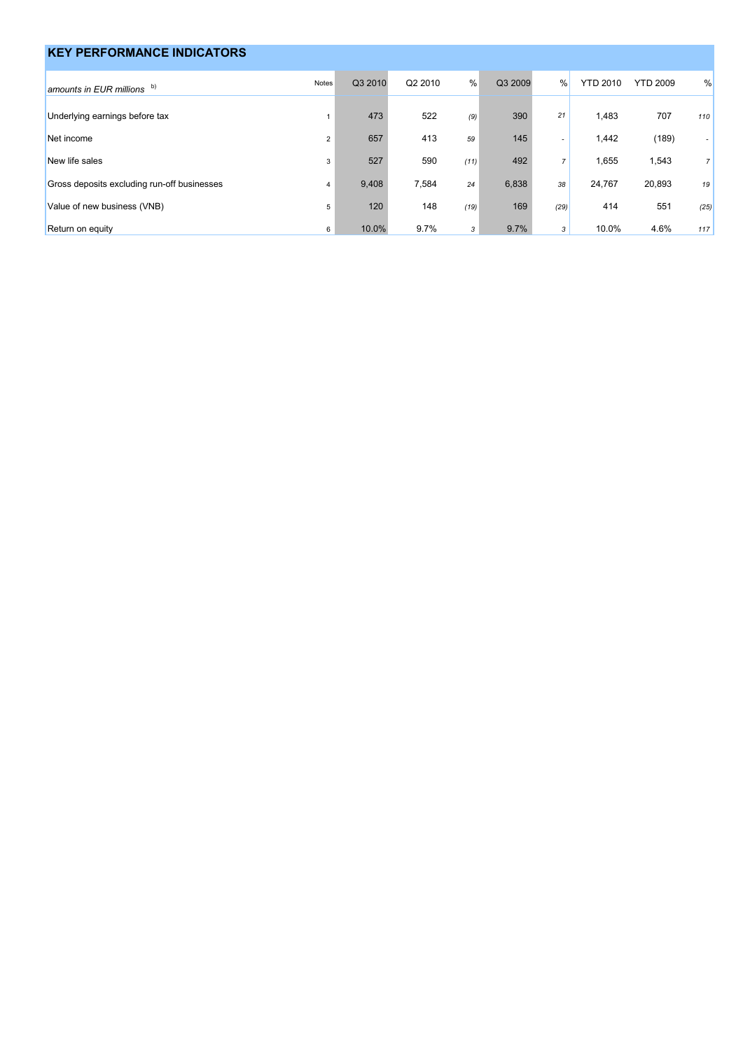## KEY PERFORMANCE INDICATORS

| *amounts in EUR millions* b) | Notes | Q3 2010 | Q2 2010 | % | Q3 2009 | % | YTD 2010 | YTD 2009 | % |
|---|---|---|---|---|---|---|---|---|---|
| Underlying earnings before tax | 1 | 473 | 522 | *(9)* | 390 | *21* | 1,483 | 707 | *110* |
| Net income | 2 | 657 | 413 | *59* | 145 | *-* | 1,442 | (189) | *-* |
| New life sales | 3 | 527 | 590 | *(11)* | 492 | *7* | 1,655 | 1,543 | *7* |
| Gross deposits excluding run-off businesses | 4 | 9,408 | 7,584 | *24* | 6,838 | *38* | 24,767 | 20,893 | *19* |
| Value of new business (VNB) | 5 | 120 | 148 | *(19)* | 169 | *(29)* | 414 | 551 | *(25)* |
| Return on equity | 6 | 10.0% | 9.7% | *3* | 9.7% | *3* | 10.0% | 4.6% | *117* |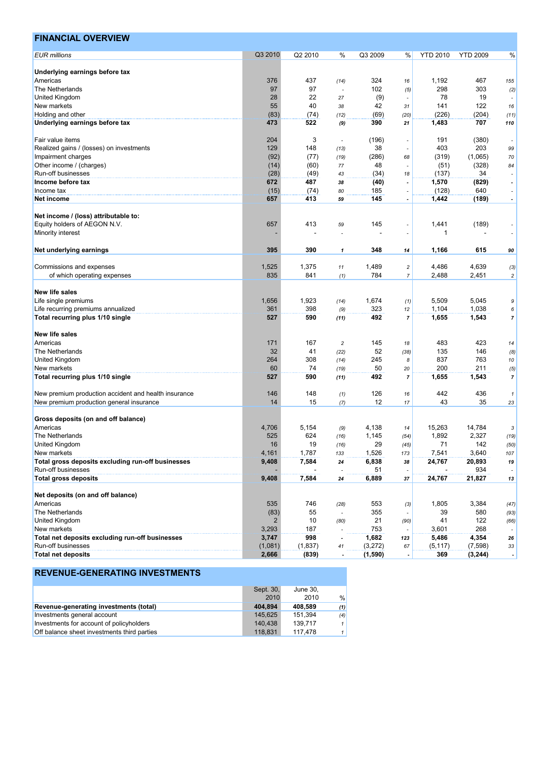## FINANCIAL OVERVIEW

| *EUR millions* | Q3 2010 | Q2 2010 | % | Q3 2009 | % | YTD 2010 | YTD 2009 | % |
|---|---|---|---|---|---|---|---|---|
| **Underlying earnings before tax** | | | | | | | | |
| Americas | 376 | 437 | *(14)* | 324 | *16* | 1,192 | 467 | *155* |
| The Netherlands | 97 | 97 | *-* | 102 | *(5)* | 298 | 303 | *(2)* |
| United Kingdom | 28 | 22 | *27* | (9) | *-* | 78 | 19 | *-* |
| New markets | 55 | 40 | *38* | 42 | *31* | 141 | 122 | *16* |
| Holding and other | (83) | (74) | *(12)* | (69) | *(20)* | (226) | (204) | *(11)* |
| **Underlying earnings before tax** | **473** | **522** | ***(9)*** | **390** | ***21*** | **1,483** | **707** | ***110*** |
| | | | | | | | | |
| Fair value items | 204 | 3 | *-* | (196) | *-* | 191 | (380) | *-* |
| Realized gains / (losses) on investments | 129 | 148 | *(13)* | 38 | *-* | 403 | 203 | *99* |
| Impairment charges | (92) | (77) | *(19)* | (286) | *68* | (319) | (1,065) | *70* |
| Other income / (charges) | (14) | (60) | *77* | 48 | *-* | (51) | (328) | *84* |
| Run-off businesses | (28) | (49) | *43* | (34) | *18* | (137) | 34 | *-* |
| **Income before tax** | **672** | **487** | ***38*** | **(40)** | ***-*** | **1,570** | **(829)** | ***-*** |
| Income tax | (15) | (74) | *80* | 185 | *-* | (128) | 640 | *-* |
| **Net income** | **657** | **413** | ***59*** | **145** | ***-*** | **1,442** | **(189)** | ***-*** |
| | | | | | | | | |
| **Net income / (loss) attributable to:** | | | | | | | | |
| Equity holders of AEGON N.V. | 657 | 413 | *59* | 145 | *-* | 1,441 | (189) | *-* |
| Minority interest | - | - | *-* | - | *-* | 1 | - | *-* |
| | | | | | | | | |
| **Net underlying earnings** | **395** | **390** | ***1*** | **348** | ***14*** | **1,166** | **615** | ***90*** |
| | | | | | | | | |
| Commissions and expenses | 1,525 | 1,375 | *11* | 1,489 | *2* | 4,486 | 4,639 | *(3)* |
| of which operating expenses | 835 | 841 | *(1)* | 784 | *7* | 2,488 | 2,451 | *2* |
| | | | | | | | | |
| **New life sales** | | | | | | | | |
| Life single premiums | 1,656 | 1,923 | *(14)* | 1,674 | *(1)* | 5,509 | 5,045 | *9* |
| Life recurring premiums annualized | 361 | 398 | *(9)* | 323 | *12* | 1,104 | 1,038 | *6* |
| **Total recurring plus 1/10 single** | **527** | **590** | ***(11)*** | **492** | ***7*** | **1,655** | **1,543** | ***7*** |
| | | | | | | | | |
| **New life sales** | | | | | | | | |
| Americas | 171 | 167 | *2* | 145 | *18* | 483 | 423 | *14* |
| The Netherlands | 32 | 41 | *(22)* | 52 | *(38)* | 135 | 146 | *(8)* |
| United Kingdom | 264 | 308 | *(14)* | 245 | *8* | 837 | 763 | *10* |
| New markets | 60 | 74 | *(19)* | 50 | *20* | 200 | 211 | *(5)* |
| **Total recurring plus 1/10 single** | **527** | **590** | ***(11)*** | **492** | ***7*** | **1,655** | **1,543** | ***7*** |
| | | | | | | | | |
| New premium production accident and health insurance | 146 | 148 | *(1)* | 126 | *16* | 442 | 436 | *1* |
| New premium production general insurance | 14 | 15 | *(7)* | 12 | *17* | 43 | 35 | *23* |
| | | | | | | | | |
| **Gross deposits (on and off balance)** | | | | | | | | |
| Americas | 4,706 | 5,154 | *(9)* | 4,138 | *14* | 15,263 | 14,784 | *3* |
| The Netherlands | 525 | 624 | *(16)* | 1,145 | *(54)* | 1,892 | 2,327 | *(19)* |
| United Kingdom | 16 | 19 | *(16)* | 29 | *(45)* | 71 | 142 | *(50)* |
| New markets | 4,161 | 1,787 | *133* | 1,526 | *173* | 7,541 | 3,640 | *107* |
| **Total gross deposits excluding run-off businesses** | **9,408** | **7,584** | ***24*** | **6,838** | ***38*** | **24,767** | **20,893** | ***19*** |
| Run-off businesses | - | - | *-* | 51 | *-* | - | 934 | *-* |
| **Total gross deposits** | **9,408** | **7,584** | ***24*** | **6,889** | ***37*** | **24,767** | **21,827** | ***13*** |
| | | | | | | | | |
| **Net deposits (on and off balance)** | | | | | | | | |
| Americas | 535 | 746 | *(28)* | 553 | *(3)* | 1,805 | 3,384 | *(47)* |
| The Netherlands | (83) | 55 | *-* | 355 | *-* | 39 | 580 | *(93)* |
| United Kingdom | 2 | 10 | *(80)* | 21 | *(90)* | 41 | 122 | *(66)* |
| New markets | 3,293 | 187 | *-* | 753 | *-* | 3,601 | 268 | *-* |
| **Total net deposits excluding run-off businesses** | **3,747** | **998** | ***-*** | **1,682** | ***123*** | **5,486** | **4,354** | ***26*** |
| Run-off businesses | (1,081) | (1,837) | *41* | (3,272) | *67* | (5,117) | (7,598) | *33* |
| **Total net deposits** | **2,666** | **(839)** | ***-*** | **(1,590)** | ***-*** | **369** | **(3,244)** | ***-*** |

## REVENUE-GENERATING INVESTMENTS

| | Sept. 30, 2010 | June 30, 2010 | % |
|---|---|---|---|
| **Revenue-generating investments (total)** | **404,894** | **408,589** | ***(1)*** |
| Investments general account | 145,625 | 151,394 | *(4)* |
| Investments for account of policyholders | 140,438 | 139,717 | *1* |
| Off balance sheet investments third parties | 118,831 | 117,478 | *1* |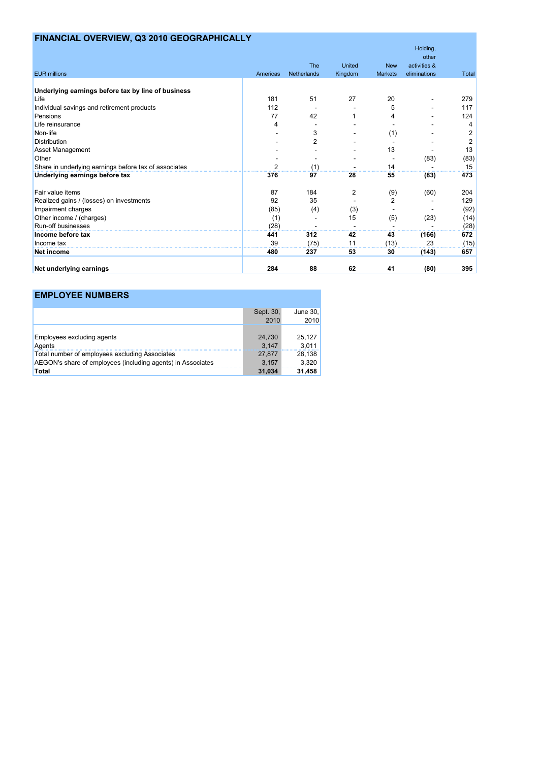## FINANCIAL OVERVIEW, Q3 2010 GEOGRAPHICALLY

| EUR millions | Americas | The Netherlands | United Kingdom | New Markets | Holding, other activities & eliminations | Total |
|---|---|---|---|---|---|---|
| **Underlying earnings before tax by line of business** | | | | | | |
| Life | 181 | 51 | 27 | 20 | - | 279 |
| Individual savings and retirement products | 112 | - | - | 5 | - | 117 |
| Pensions | 77 | 42 | 1 | 4 | - | 124 |
| Life reinsurance | 4 | - | - | - | - | 4 |
| Non-life | - | 3 | - | (1) | - | 2 |
| Distribution | - | 2 | - | - | - | 2 |
| Asset Management | - | - | - | 13 | - | 13 |
| Other | - | - | - | - | (83) | (83) |
| Share in underlying earnings before tax of associates | 2 | (1) | - | 14 | - | 15 |
| **Underlying earnings before tax** | **376** | **97** | **28** | **55** | **(83)** | **473** |
| Fair value items | 87 | 184 | 2 | (9) | (60) | 204 |
| Realized gains / (losses) on investments | 92 | 35 | - | 2 | - | 129 |
| Impairment charges | (85) | (4) | (3) | - | - | (92) |
| Other income / (charges) | (1) | - | 15 | (5) | (23) | (14) |
| Run-off businesses | (28) | - | - | - | - | (28) |
| **Income before tax** | **441** | **312** | **42** | **43** | **(166)** | **672** |
| Income tax | 39 | (75) | 11 | (13) | 23 | (15) |
| **Net income** | **480** | **237** | **53** | **30** | **(143)** | **657** |
| **Net underlying earnings** | **284** | **88** | **62** | **41** | **(80)** | **395** |

## EMPLOYEE NUMBERS

| | Sept. 30, 2010 | June 30, 2010 |
|---|---|---|
| Employees excluding agents | 24,730 | 25,127 |
| Agents | 3,147 | 3,011 |
| Total number of employees excluding Associates | 27,877 | 28,138 |
| AEGON's share of employees (including agents) in Associates | 3,157 | 3,320 |
| **Total** | **31,034** | **31,458** |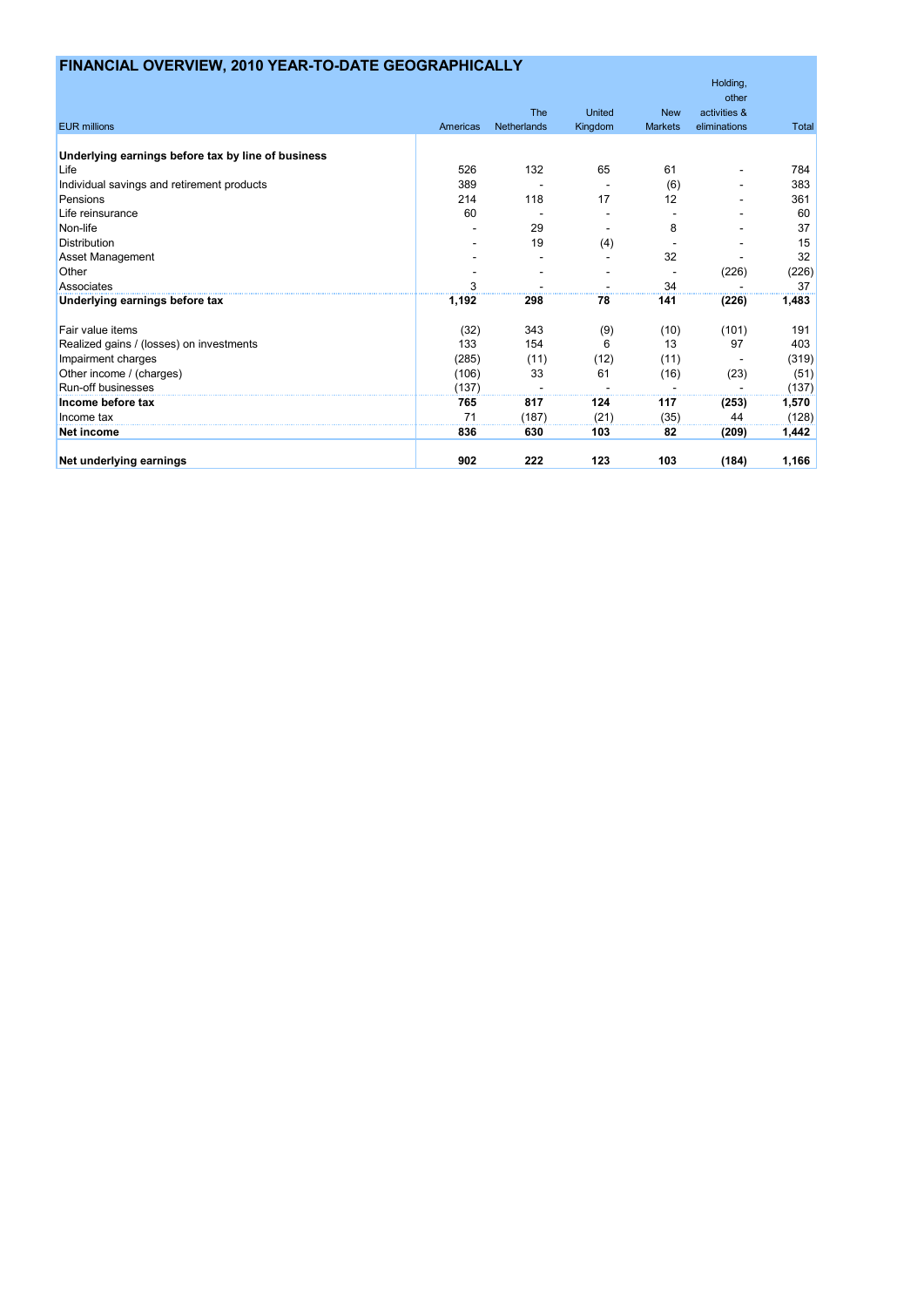# FINANCIAL OVERVIEW, 2010 YEAR-TO-DATE GEOGRAPHICALLY

| EUR millions | Americas | The Netherlands | United Kingdom | New Markets | Holding, other activities & eliminations | Total |
|---|---|---|---|---|---|---|
| **Underlying earnings before tax by line of business** | | | | | | |
| Life | 526 | 132 | 65 | 61 | - | 784 |
| Individual savings and retirement products | 389 | - | - | (6) | - | 383 |
| Pensions | 214 | 118 | 17 | 12 | - | 361 |
| Life reinsurance | 60 | - | - | - | - | 60 |
| Non-life | - | 29 | - | 8 | - | 37 |
| Distribution | - | 19 | (4) | - | - | 15 |
| Asset Management | - | - | - | 32 | - | 32 |
| Other | - | - | - | - | (226) | (226) |
| Associates | 3 | - | - | 34 | - | 37 |
| **Underlying earnings before tax** | **1,192** | **298** | **78** | **141** | **(226)** | **1,483** |
| | | | | | | |
| Fair value items | (32) | 343 | (9) | (10) | (101) | 191 |
| Realized gains / (losses) on investments | 133 | 154 | 6 | 13 | 97 | 403 |
| Impairment charges | (285) | (11) | (12) | (11) | - | (319) |
| Other income / (charges) | (106) | 33 | 61 | (16) | (23) | (51) |
| Run-off businesses | (137) | - | - | - | - | (137) |
| **Income before tax** | **765** | **817** | **124** | **117** | **(253)** | **1,570** |
| Income tax | 71 | (187) | (21) | (35) | 44 | (128) |
| **Net income** | **836** | **630** | **103** | **82** | **(209)** | **1,442** |
| | | | | | | |
| **Net underlying earnings** | **902** | **222** | **123** | **103** | **(184)** | **1,166** |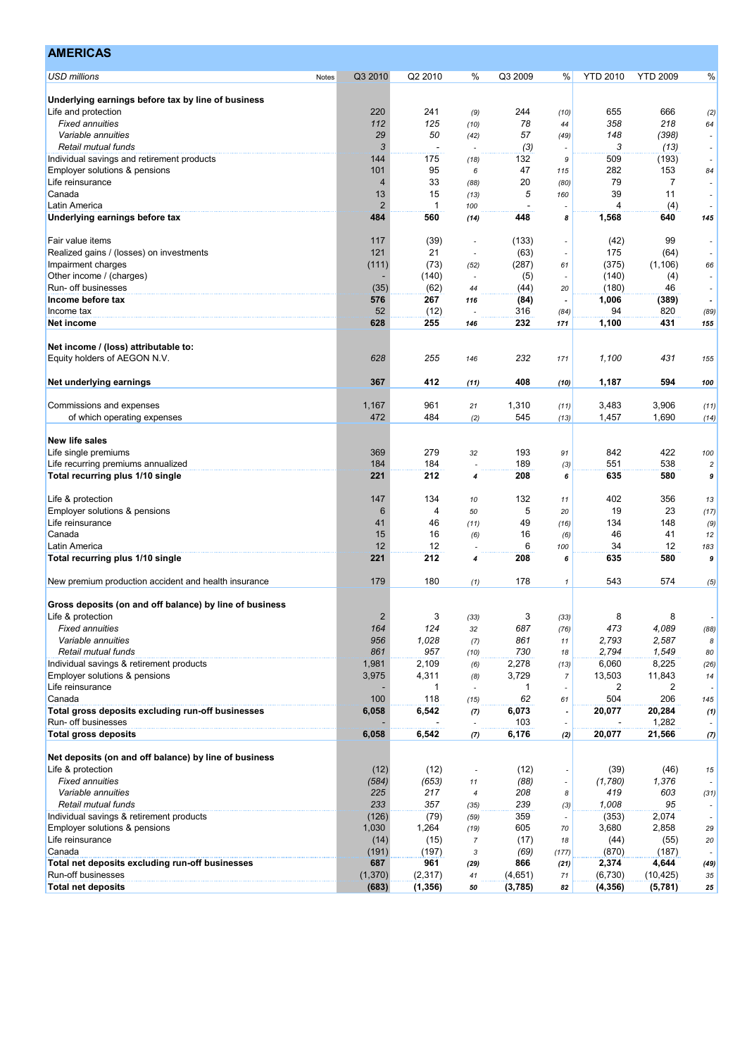## AMERICAS

| USD millions | Notes | Q3 2010 | Q2 2010 | % | Q3 2009 | % | YTD 2010 | YTD 2009 | % |
|---|---|---|---|---|---|---|---|---|---|
| **Underlying earnings before tax by line of business** | | | | | | | | | |
| Life and protection | | 220 | 241 | (9) | 244 | (10) | 655 | 666 | (2) |
| *Fixed annuities* | | *112* | *125* | (10) | *78* | 44 | *358* | *218* | 64 |
| *Variable annuities* | | *29* | *50* | (42) | *57* | (49) | *148* | *(398)* | - |
| *Retail mutual funds* | | *3* | *-* | - | *(3)* | - | *3* | *(13)* | - |
| Individual savings and retirement products | | 144 | 175 | (18) | 132 | 9 | 509 | (193) | - |
| Employer solutions & pensions | | 101 | 95 | 6 | 47 | 115 | 282 | 153 | 84 |
| Life reinsurance | | 4 | 33 | (88) | 20 | (80) | 79 | 7 | - |
| Canada | | 13 | 15 | (13) | 5 | 160 | 39 | 11 | - |
| Latin America | | 2 | 1 | 100 | - | - | 4 | (4) | - |
| **Underlying earnings before tax** | | **484** | **560** | **(14)** | **448** | **8** | **1,568** | **640** | **145** |
| | | | | | | | | | |
| Fair value items | | 117 | (39) | - | (133) | - | (42) | 99 | - |
| Realized gains / (losses) on investments | | 121 | 21 | - | (63) | - | 175 | (64) | - |
| Impairment charges | | (111) | (73) | (52) | (287) | 61 | (375) | (1,106) | 66 |
| Other income / (charges) | | - | (140) | - | (5) | - | (140) | (4) | - |
| Run- off businesses | | (35) | (62) | 44 | (44) | 20 | (180) | 46 | - |
| **Income before tax** | | **576** | **267** | **116** | **(84)** | **-** | **1,006** | **(389)** | **-** |
| Income tax | | 52 | (12) | - | 316 | (84) | 94 | 820 | (89) |
| **Net income** | | **628** | **255** | **146** | **232** | **171** | **1,100** | **431** | **155** |
| | | | | | | | | | |
| **Net income / (loss) attributable to:** | | | | | | | | | |
| Equity holders of AEGON N.V. | | *628* | *255* | 146 | *232* | 171 | *1,100* | *431* | 155 |
| | | | | | | | | | |
| **Net underlying earnings** | | **367** | **412** | **(11)** | **408** | **(10)** | **1,187** | **594** | **100** |
| | | | | | | | | | |
| Commissions and expenses | | 1,167 | 961 | 21 | 1,310 | (11) | 3,483 | 3,906 | (11) |
| of which operating expenses | | 472 | 484 | (2) | 545 | (13) | 1,457 | 1,690 | (14) |
| | | | | | | | | | |
| **New life sales** | | | | | | | | | |
| Life single premiums | | 369 | 279 | 32 | 193 | 91 | 842 | 422 | 100 |
| Life recurring premiums annualized | | 184 | 184 | - | 189 | (3) | 551 | 538 | 2 |
| **Total recurring plus 1/10 single** | | **221** | **212** | **4** | **208** | **6** | **635** | **580** | **9** |
| | | | | | | | | | |
| Life & protection | | 147 | 134 | 10 | 132 | 11 | 402 | 356 | 13 |
| Employer solutions & pensions | | 6 | 4 | 50 | 5 | 20 | 19 | 23 | (17) |
| Life reinsurance | | 41 | 46 | (11) | 49 | (16) | 134 | 148 | (9) |
| Canada | | 15 | 16 | (6) | 16 | (6) | 46 | 41 | 12 |
| Latin America | | 12 | 12 | - | 6 | 100 | 34 | 12 | 183 |
| **Total recurring plus 1/10 single** | | **221** | **212** | **4** | **208** | **6** | **635** | **580** | **9** |
| | | | | | | | | | |
| New premium production accident and health insurance | | 179 | 180 | (1) | 178 | 1 | 543 | 574 | (5) |
| | | | | | | | | | |
| **Gross deposits (on and off balance) by line of business** | | | | | | | | | |
| Life & protection | | 2 | 3 | (33) | 3 | (33) | 8 | 8 | - |
| *Fixed annuities* | | *164* | *124* | 32 | *687* | (76) | *473* | *4,089* | (88) |
| *Variable annuities* | | *956* | *1,028* | (7) | *861* | 11 | *2,793* | *2,587* | 8 |
| *Retail mutual funds* | | *861* | *957* | (10) | *730* | 18 | *2,794* | *1,549* | 80 |
| Individual savings & retirement products | | 1,981 | 2,109 | (6) | 2,278 | (13) | 6,060 | 8,225 | (26) |
| Employer solutions & pensions | | 3,975 | 4,311 | (8) | 3,729 | 7 | 13,503 | 11,843 | 14 |
| Life reinsurance | | - | 1 | - | 1 | - | 2 | 2 | - |
| Canada | | 100 | 118 | (15) | 62 | 61 | 504 | 206 | 145 |
| **Total gross deposits excluding run-off businesses** | | **6,058** | **6,542** | **(7)** | **6,073** | **-** | **20,077** | **20,284** | **(1)** |
| Run- off businesses | | - | - | - | 103 | - | - | 1,282 | - |
| **Total gross deposits** | | **6,058** | **6,542** | **(7)** | **6,176** | **(2)** | **20,077** | **21,566** | **(7)** |
| | | | | | | | | | |
| **Net deposits (on and off balance) by line of business** | | | | | | | | | |
| Life & protection | | (12) | (12) | - | (12) | - | (39) | (46) | 15 |
| *Fixed annuities* | | *(584)* | *(653)* | 11 | *(88)* | - | *(1,780)* | *1,376* | - |
| *Variable annuities* | | *225* | *217* | 4 | *208* | 8 | *419* | *603* | (31) |
| *Retail mutual funds* | | *233* | *357* | (35) | *239* | (3) | *1,008* | *95* | - |
| Individual savings & retirement products | | (126) | (79) | (59) | 359 | - | (353) | 2,074 | - |
| Employer solutions & pensions | | 1,030 | 1,264 | (19) | 605 | 70 | 3,680 | 2,858 | 29 |
| Life reinsurance | | (14) | (15) | 7 | (17) | 18 | (44) | (55) | 20 |
| Canada | | (191) | (197) | 3 | (69) | (177) | (870) | (187) | - |
| **Total net deposits excluding run-off businesses** | | **687** | **961** | **(29)** | **866** | **(21)** | **2,374** | **4,644** | **(49)** |
| Run-off businesses | | (1,370) | (2,317) | 41 | (4,651) | 71 | (6,730) | (10,425) | 35 |
| **Total net deposits** | | **(683)** | **(1,356)** | **50** | **(3,785)** | **82** | **(4,356)** | **(5,781)** | **25** |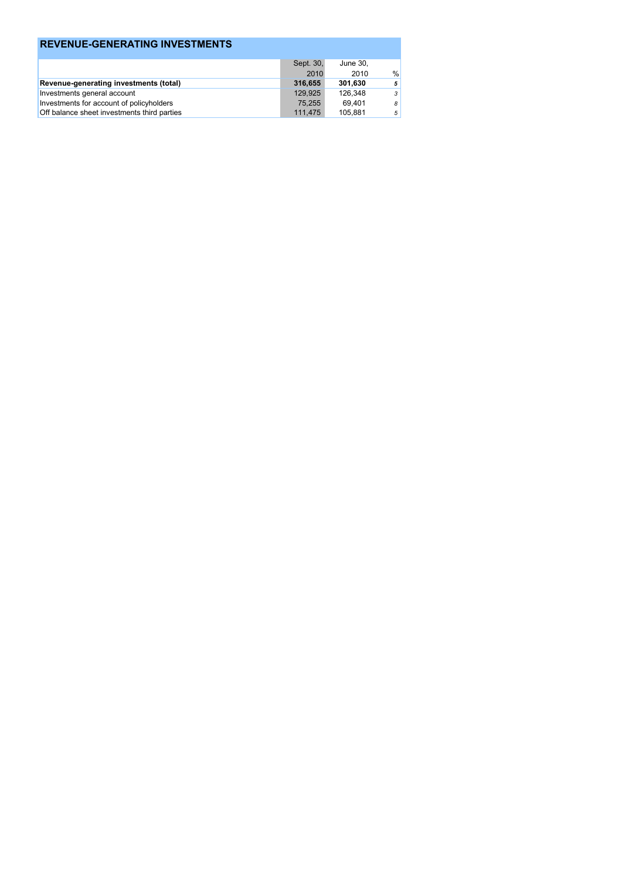## REVENUE-GENERATING INVESTMENTS

| | Sept. 30, 2010 | June 30, 2010 | % |
|---|---|---|---|
| **Revenue-generating investments (total)** | **316,655** | **301,630** | ***5*** |
| Investments general account | 129,925 | 126,348 | *3* |
| Investments for account of policyholders | 75,255 | 69,401 | *8* |
| Off balance sheet investments third parties | 111,475 | 105,881 | *5* |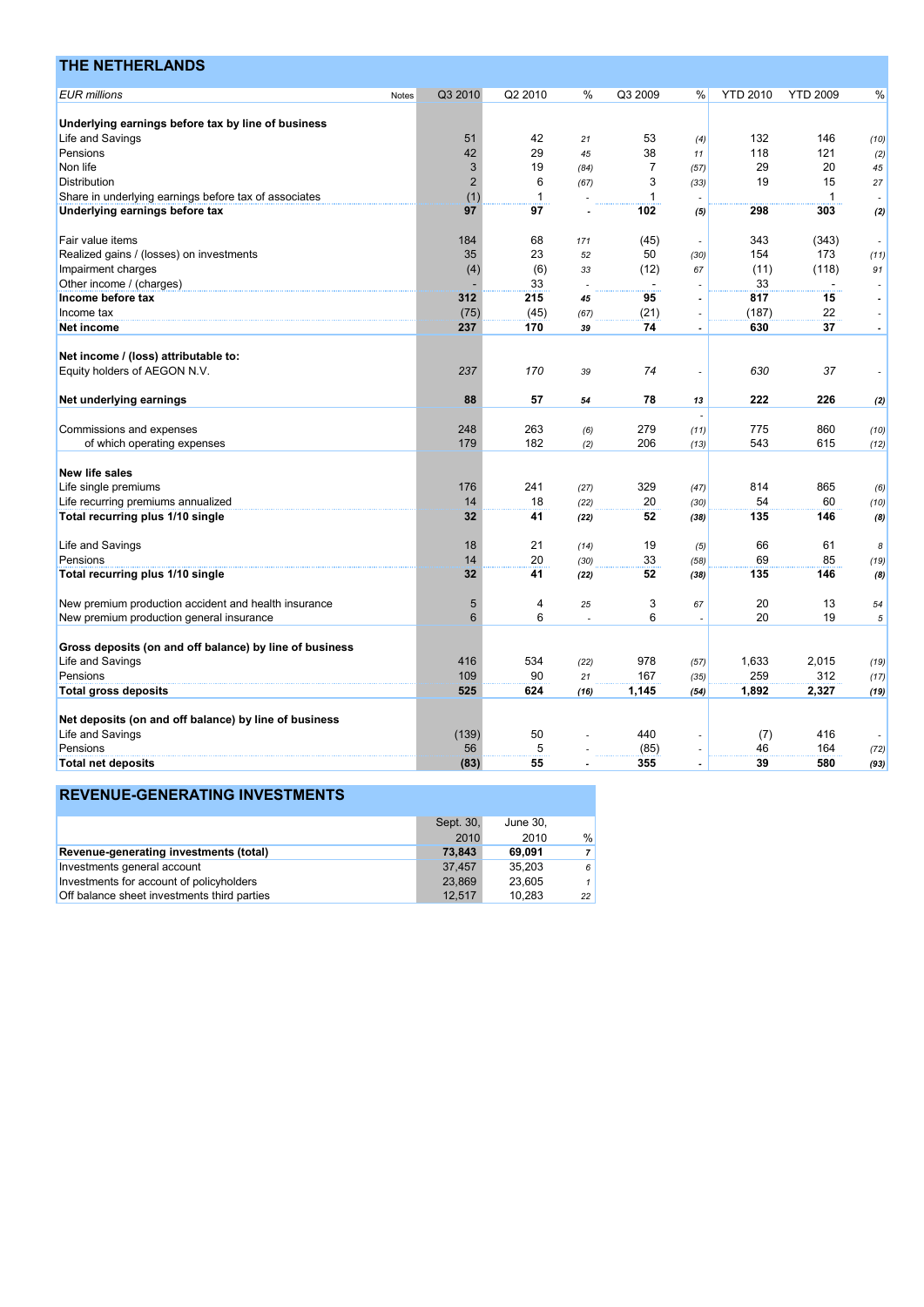## THE NETHERLANDS

| EUR millions | Notes | Q3 2010 | Q2 2010 | % | Q3 2009 | % | YTD 2010 | YTD 2009 | % |
|---|---|---|---|---|---|---|---|---|---|
| **Underlying earnings before tax by line of business** | | | | | | | | | |
| Life and Savings | | 51 | 42 | 21 | 53 | (4) | 132 | 146 | (10) |
| Pensions | | 42 | 29 | 45 | 38 | 11 | 118 | 121 | (2) |
| Non life | | 3 | 19 | (84) | 7 | (57) | 29 | 20 | 45 |
| Distribution | | 2 | 6 | (67) | 3 | (33) | 19 | 15 | 27 |
| Share in underlying earnings before tax of associates | | (1) | 1 | - | 1 | - | - | 1 | - |
| **Underlying earnings before tax** | | **97** | **97** | **-** | **102** | **(5)** | **298** | **303** | **(2)** |
| | | | | | | | | | |
| Fair value items | | 184 | 68 | 171 | (45) | - | 343 | (343) | - |
| Realized gains / (losses) on investments | | 35 | 23 | 52 | 50 | (30) | 154 | 173 | (11) |
| Impairment charges | | (4) | (6) | 33 | (12) | 67 | (11) | (118) | 91 |
| Other income / (charges) | | - | 33 | - | - | - | 33 | - | - |
| **Income before tax** | | **312** | **215** | **45** | **95** | **-** | **817** | **15** | **-** |
| Income tax | | (75) | (45) | (67) | (21) | - | (187) | 22 | - |
| **Net income** | | **237** | **170** | **39** | **74** | **-** | **630** | **37** | **-** |
| | | | | | | | | | |
| **Net income / (loss) attributable to:** | | | | | | | | | |
| Equity holders of AEGON N.V. | | *237* | *170* | 39 | *74* | - | *630* | *37* | - |
| | | | | | | | | | |
| **Net underlying earnings** | | **88** | **57** | **54** | **78** | **13** | **222** | **226** | **(2)** |
| | | | | | | | | | |
| Commissions and expenses | | 248 | 263 | (6) | 279 | (11) | 775 | 860 | (10) |
| of which operating expenses | | 179 | 182 | (2) | 206 | (13) | 543 | 615 | (12) |
| | | | | | | | | | |
| **New life sales** | | | | | | | | | |
| Life single premiums | | 176 | 241 | (27) | 329 | (47) | 814 | 865 | (6) |
| Life recurring premiums annualized | | 14 | 18 | (22) | 20 | (30) | 54 | 60 | (10) |
| **Total recurring plus 1/10 single** | | **32** | **41** | **(22)** | **52** | **(38)** | **135** | **146** | **(8)** |
| | | | | | | | | | |
| Life and Savings | | 18 | 21 | (14) | 19 | (5) | 66 | 61 | 8 |
| Pensions | | 14 | 20 | (30) | 33 | (58) | 69 | 85 | (19) |
| **Total recurring plus 1/10 single** | | **32** | **41** | **(22)** | **52** | **(38)** | **135** | **146** | **(8)** |
| | | | | | | | | | |
| New premium production accident and health insurance | | 5 | 4 | 25 | 3 | 67 | 20 | 13 | 54 |
| New premium production general insurance | | 6 | 6 | - | 6 | - | 20 | 19 | 5 |
| | | | | | | | | | |
| **Gross deposits (on and off balance) by line of business** | | | | | | | | | |
| Life and Savings | | 416 | 534 | (22) | 978 | (57) | 1,633 | 2,015 | (19) |
| Pensions | | 109 | 90 | 21 | 167 | (35) | 259 | 312 | (17) |
| **Total gross deposits** | | **525** | **624** | **(16)** | **1,145** | **(54)** | **1,892** | **2,327** | **(19)** |
| | | | | | | | | | |
| **Net deposits (on and off balance) by line of business** | | | | | | | | | |
| Life and Savings | | (139) | 50 | - | 440 | - | (7) | 416 | - |
| Pensions | | 56 | 5 | - | (85) | - | 46 | 164 | (72) |
| **Total net deposits** | | **(83)** | **55** | **-** | **355** | **-** | **39** | **580** | **(93)** |

## REVENUE-GENERATING INVESTMENTS

| | Sept. 30, 2010 | June 30, 2010 | % |
|---|---|---|---|
| **Revenue-generating investments (total)** | **73,843** | **69,091** | **7** |
| Investments general account | 37,457 | 35,203 | 6 |
| Investments for account of policyholders | 23,869 | 23,605 | 1 |
| Off balance sheet investments third parties | 12,517 | 10,283 | 22 |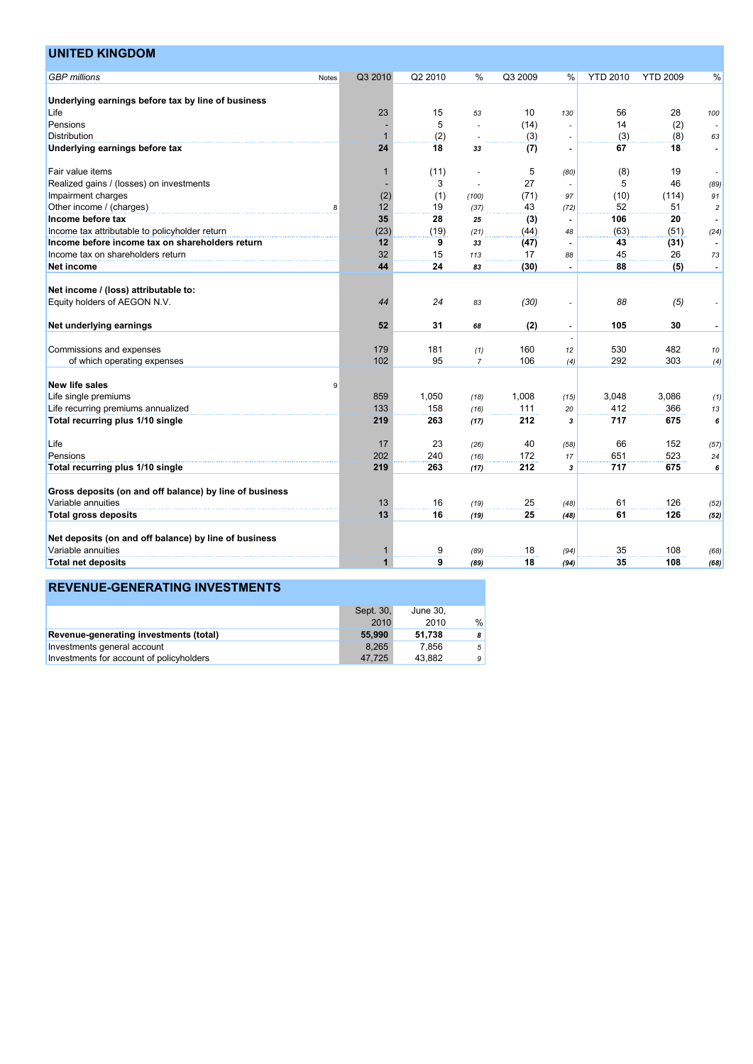## UNITED KINGDOM

| *GBP millions* | Notes | Q3 2010 | Q2 2010 | % | Q3 2009 | % | YTD 2010 | YTD 2009 | % |
|---|---|---|---|---|---|---|---|---|---|
| **Underlying earnings before tax by line of business** | | | | | | | | | |
| Life | | 23 | 15 | 53 | 10 | 130 | 56 | 28 | 100 |
| Pensions | | - | 5 | - | (14) | - | 14 | (2) | - |
| Distribution | | 1 | (2) | - | (3) | - | (3) | (8) | 63 |
| **Underlying earnings before tax** | | **24** | **18** | **33** | **(7)** | **-** | **67** | **18** | **-** |
| | | | | | | | | | |
| Fair value items | | 1 | (11) | - | 5 | (80) | (8) | 19 | - |
| Realized gains / (losses) on investments | | - | 3 | - | 27 | - | 5 | 46 | (89) |
| Impairment charges | | (2) | (1) | (100) | (71) | 97 | (10) | (114) | 91 |
| Other income / (charges) | 8 | 12 | 19 | (37) | 43 | (72) | 52 | 51 | 2 |
| **Income before tax** | | **35** | **28** | **25** | **(3)** | **-** | **106** | **20** | **-** |
| Income tax attributable to policyholder return | | (23) | (19) | (21) | (44) | 48 | (63) | (51) | (24) |
| **Income before income tax on shareholders return** | | **12** | **9** | **33** | **(47)** | **-** | **43** | **(31)** | **-** |
| Income tax on shareholders return | | 32 | 15 | 113 | 17 | 88 | 45 | 26 | 73 |
| **Net income** | | **44** | **24** | **83** | **(30)** | **-** | **88** | **(5)** | **-** |
| | | | | | | | | | |
| **Net income / (loss) attributable to:** | | | | | | | | | |
| Equity holders of AEGON N.V. | | *44* | *24* | *83* | *(30)* | *-* | *88* | *(5)* | *-* |
| | | | | | | | | | |
| **Net underlying earnings** | | **52** | **31** | **68** | **(2)** | **-** | **105** | **30** | **-** |
| | | | | | | | | | |
| Commissions and expenses | | 179 | 181 | (1) | 160 | 12 | 530 | 482 | 10 |
| of which operating expenses | | 102 | 95 | 7 | 106 | (4) | 292 | 303 | (4) |
| | | | | | | | | | |
| **New life sales** | 9 | | | | | | | | |
| Life single premiums | | 859 | 1,050 | (18) | 1,008 | (15) | 3,048 | 3,086 | (1) |
| Life recurring premiums annualized | | 133 | 158 | (16) | 111 | 20 | 412 | 366 | 13 |
| **Total recurring plus 1/10 single** | | **219** | **263** | **(17)** | **212** | **3** | **717** | **675** | **6** |
| | | | | | | | | | |
| Life | | 17 | 23 | (26) | 40 | (58) | 66 | 152 | (57) |
| Pensions | | 202 | 240 | (16) | 172 | 17 | 651 | 523 | 24 |
| **Total recurring plus 1/10 single** | | **219** | **263** | **(17)** | **212** | **3** | **717** | **675** | **6** |
| | | | | | | | | | |
| **Gross deposits (on and off balance) by line of business** | | | | | | | | | |
| Variable annuities | | 13 | 16 | (19) | 25 | (48) | 61 | 126 | (52) |
| **Total gross deposits** | | **13** | **16** | **(19)** | **25** | **(48)** | **61** | **126** | **(52)** |
| | | | | | | | | | |
| **Net deposits (on and off balance) by line of business** | | | | | | | | | |
| Variable annuities | | 1 | 9 | (89) | 18 | (94) | 35 | 108 | (68) |
| **Total net deposits** | | **1** | **9** | **(89)** | **18** | **(94)** | **35** | **108** | **(68)** |

## REVENUE-GENERATING INVESTMENTS

| | Sept. 30, 2010 | June 30, 2010 | % |
|---|---|---|---|
| **Revenue-generating investments (total)** | **55,990** | **51,738** | **8** |
| Investments general account | 8,265 | 7,856 | 5 |
| Investments for account of policyholders | 47,725 | 43,882 | 9 |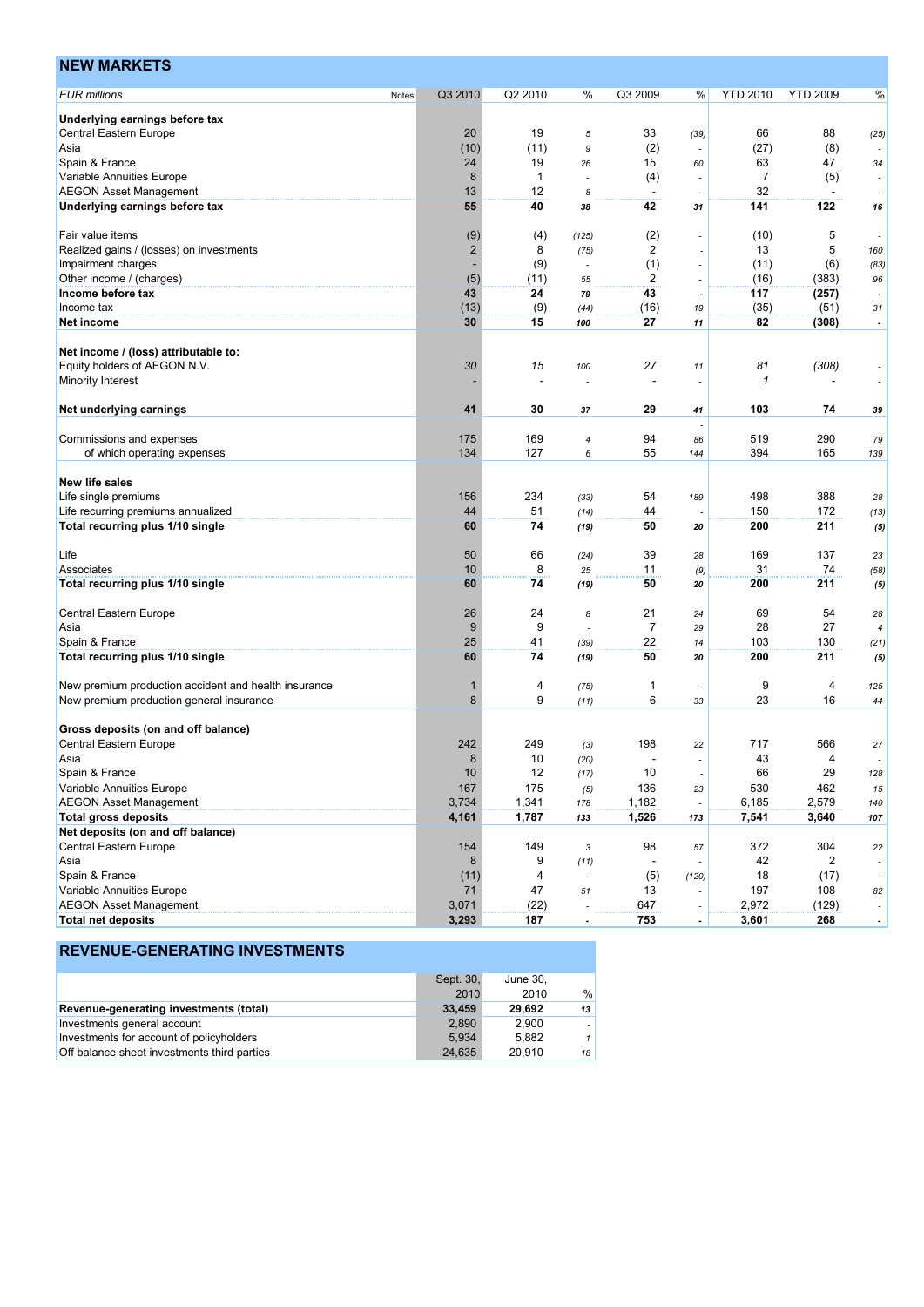## NEW MARKETS

| *EUR millions* | Notes | Q3 2010 | Q2 2010 | % | Q3 2009 | % | YTD 2010 | YTD 2009 | % |
|---|---|---|---|---|---|---|---|---|---|
| **Underlying earnings before tax** | | | | | | | | | |
| Central Eastern Europe | | 20 | 19 | 5 | 33 | (39) | 66 | 88 | (25) |
| Asia | | (10) | (11) | 9 | (2) | - | (27) | (8) | - |
| Spain & France | | 24 | 19 | 26 | 15 | 60 | 63 | 47 | 34 |
| Variable Annuities Europe | | 8 | 1 | - | (4) | - | 7 | (5) | - |
| AEGON Asset Management | | 13 | 12 | 8 | - | - | 32 | - | - |
| **Underlying earnings before tax** | | **55** | **40** | **38** | **42** | **31** | **141** | **122** | **16** |
| | | | | | | | | | |
| Fair value items | | (9) | (4) | (125) | (2) | - | (10) | 5 | - |
| Realized gains / (losses) on investments | | 2 | 8 | (75) | 2 | - | 13 | 5 | 160 |
| Impairment charges | | - | (9) | - | (1) | - | (11) | (6) | (83) |
| Other income / (charges) | | (5) | (11) | 55 | 2 | - | (16) | (383) | 96 |
| **Income before tax** | | **43** | **24** | **79** | **43** | **-** | **117** | **(257)** | **-** |
| Income tax | | (13) | (9) | (44) | (16) | 19 | (35) | (51) | 31 |
| **Net income** | | **30** | **15** | **100** | **27** | **11** | **82** | **(308)** | **-** |
| | | | | | | | | | |
| **Net income / (loss) attributable to:** | | | | | | | | | |
| Equity holders of AEGON N.V. | | *30* | *15* | 100 | *27* | 11 | *81* | *(308)* | - |
| Minority Interest | | - | - | - | - | - | *1* | - | - |
| | | | | | | | | | |
| **Net underlying earnings** | | **41** | **30** | **37** | **29** | **41** | **103** | **74** | **39** |
| | | | | | | | | | |
| Commissions and expenses | | 175 | 169 | 4 | 94 | 86 | 519 | 290 | 79 |
| of which operating expenses | | 134 | 127 | 6 | 55 | 144 | 394 | 165 | 139 |
| | | | | | | | | | |
| **New life sales** | | | | | | | | | |
| Life single premiums | | 156 | 234 | (33) | 54 | 189 | 498 | 388 | 28 |
| Life recurring premiums annualized | | 44 | 51 | (14) | 44 | - | 150 | 172 | (13) |
| **Total recurring plus 1/10 single** | | **60** | **74** | **(19)** | **50** | **20** | **200** | **211** | **(5)** |
| | | | | | | | | | |
| Life | | 50 | 66 | (24) | 39 | 28 | 169 | 137 | 23 |
| Associates | | 10 | 8 | 25 | 11 | (9) | 31 | 74 | (58) |
| **Total recurring plus 1/10 single** | | **60** | **74** | **(19)** | **50** | **20** | **200** | **211** | **(5)** |
| | | | | | | | | | |
| Central Eastern Europe | | 26 | 24 | 8 | 21 | 24 | 69 | 54 | 28 |
| Asia | | 9 | 9 | - | 7 | 29 | 28 | 27 | 4 |
| Spain & France | | 25 | 41 | (39) | 22 | 14 | 103 | 130 | (21) |
| **Total recurring plus 1/10 single** | | **60** | **74** | **(19)** | **50** | **20** | **200** | **211** | **(5)** |
| | | | | | | | | | |
| New premium production accident and health insurance | | 1 | 4 | (75) | 1 | - | 9 | 4 | 125 |
| New premium production general insurance | | 8 | 9 | (11) | 6 | 33 | 23 | 16 | 44 |
| | | | | | | | | | |
| **Gross deposits (on and off balance)** | | | | | | | | | |
| Central Eastern Europe | | 242 | 249 | (3) | 198 | 22 | 717 | 566 | 27 |
| Asia | | 8 | 10 | (20) | - | - | 43 | 4 | - |
| Spain & France | | 10 | 12 | (17) | 10 | - | 66 | 29 | 128 |
| Variable Annuities Europe | | 167 | 175 | (5) | 136 | 23 | 530 | 462 | 15 |
| AEGON Asset Management | | 3,734 | 1,341 | 178 | 1,182 | - | 6,185 | 2,579 | 140 |
| **Total gross deposits** | | **4,161** | **1,787** | **133** | **1,526** | **173** | **7,541** | **3,640** | **107** |
| **Net deposits (on and off balance)** | | | | | | | | | |
| Central Eastern Europe | | 154 | 149 | 3 | 98 | 57 | 372 | 304 | 22 |
| Asia | | 8 | 9 | (11) | - | - | 42 | 2 | - |
| Spain & France | | (11) | 4 | - | (5) | (120) | 18 | (17) | - |
| Variable Annuities Europe | | 71 | 47 | 51 | 13 | - | 197 | 108 | 82 |
| AEGON Asset Management | | 3,071 | (22) | - | 647 | - | 2,972 | (129) | - |
| **Total net deposits** | | **3,293** | **187** | **-** | **753** | **-** | **3,601** | **268** | **-** |

## REVENUE-GENERATING INVESTMENTS

| | Sept. 30, 2010 | June 30, 2010 | % |
|---|---|---|---|
| **Revenue-generating investments (total)** | **33,459** | **29,692** | **13** |
| Investments general account | 2,890 | 2,900 | - |
| Investments for account of policyholders | 5,934 | 5,882 | 1 |
| Off balance sheet investments third parties | 24,635 | 20,910 | 18 |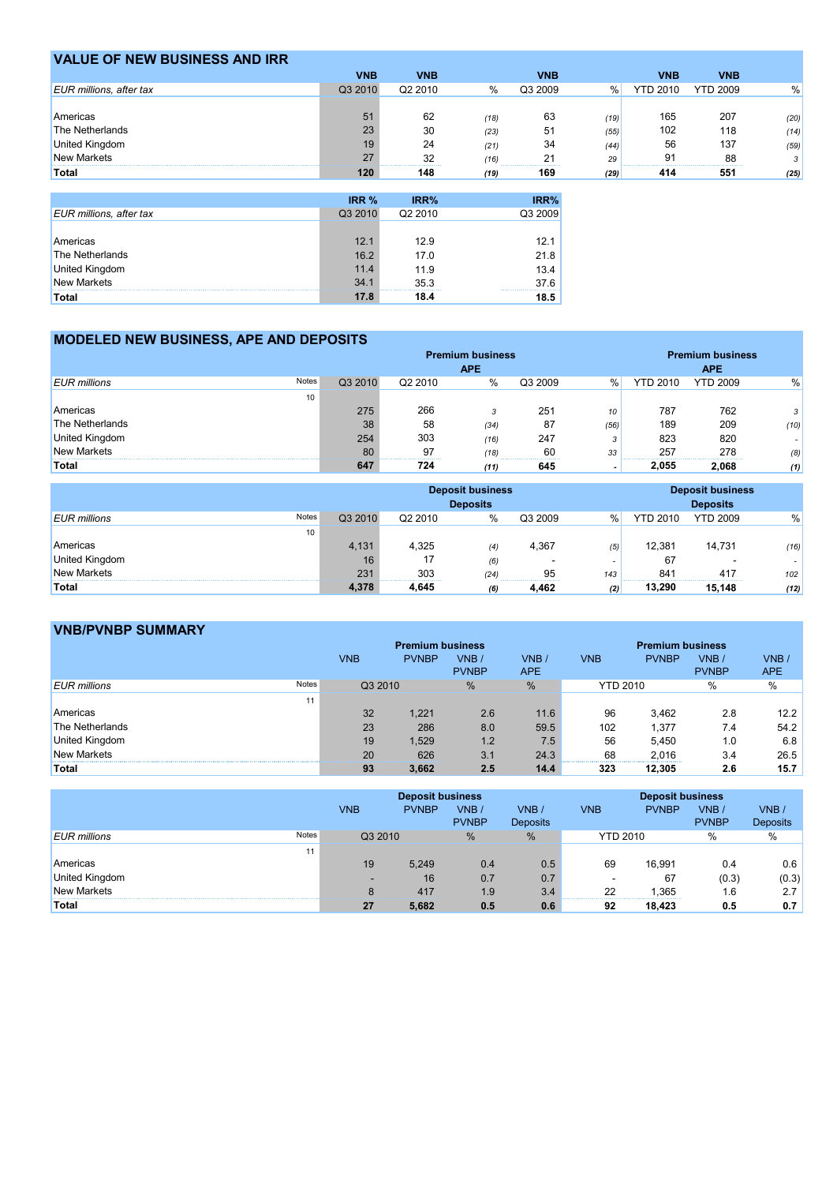## VALUE OF NEW BUSINESS AND IRR

| EUR millions, after tax | VNB Q3 2010 | VNB Q2 2010 | % | VNB Q3 2009 | % | VNB YTD 2010 | VNB YTD 2009 | % |
|---|---|---|---|---|---|---|---|---|
| Americas | 51 | 62 | (18) | 63 | (19) | 165 | 207 | (20) |
| The Netherlands | 23 | 30 | (23) | 51 | (55) | 102 | 118 | (14) |
| United Kingdom | 19 | 24 | (21) | 34 | (44) | 56 | 137 | (59) |
| New Markets | 27 | 32 | (16) | 21 | 29 | 91 | 88 | 3 |
| **Total** | **120** | **148** | **(19)** | **169** | **(29)** | **414** | **551** | **(25)** |

| EUR millions, after tax | IRR % Q3 2010 | IRR% Q2 2010 | IRR% Q3 2009 |
|---|---|---|---|
| Americas | 12.1 | 12.9 | 12.1 |
| The Netherlands | 16.2 | 17.0 | 21.8 |
| United Kingdom | 11.4 | 11.9 | 13.4 |
| New Markets | 34.1 | 35.3 | 37.6 |
| **Total** | **17.8** | **18.4** | **18.5** |

## MODELED NEW BUSINESS, APE AND DEPOSITS

| EUR millions | Notes | Premium business APE Q3 2010 | Q2 2010 | % | Q3 2009 | % | Premium business APE YTD 2010 | YTD 2009 | % |
|---|---|---|---|---|---|---|---|---|---|
| | 10 | | | | | | | | |
| Americas | | 275 | 266 | 3 | 251 | 10 | 787 | 762 | 3 |
| The Netherlands | | 38 | 58 | (34) | 87 | (56) | 189 | 209 | (10) |
| United Kingdom | | 254 | 303 | (16) | 247 | 3 | 823 | 820 | - |
| New Markets | | 80 | 97 | (18) | 60 | 33 | 257 | 278 | (8) |
| **Total** | | **647** | **724** | **(11)** | **645** | **-** | **2,055** | **2,068** | **(1)** |

| EUR millions | Notes | Deposit business Deposits Q3 2010 | Q2 2010 | % | Q3 2009 | % | Deposit business Deposits YTD 2010 | YTD 2009 | % |
|---|---|---|---|---|---|---|---|---|---|
| | 10 | | | | | | | | |
| Americas | | 4,131 | 4,325 | (4) | 4,367 | (5) | 12,381 | 14,731 | (16) |
| United Kingdom | | 16 | 17 | (6) | - | - | 67 | - | - |
| New Markets | | 231 | 303 | (24) | 95 | 143 | 841 | 417 | 102 |
| **Total** | | **4,378** | **4,645** | **(6)** | **4,462** | **(2)** | **13,290** | **15,148** | **(12)** |

## VNB/PVNBP SUMMARY

| EUR millions | Notes | Premium business Q3 2010 VNB | PVNBP | VNB / PVNBP % | VNB / APE % | Premium business YTD 2010 VNB | PVNBP | VNB / PVNBP % | VNB / APE % |
|---|---|---|---|---|---|---|---|---|---|
| | 11 | | | | | | | | |
| Americas | | 32 | 1,221 | 2.6 | 11.6 | 96 | 3,462 | 2.8 | 12.2 |
| The Netherlands | | 23 | 286 | 8.0 | 59.5 | 102 | 1,377 | 7.4 | 54.2 |
| United Kingdom | | 19 | 1,529 | 1.2 | 7.5 | 56 | 5,450 | 1.0 | 6.8 |
| New Markets | | 20 | 626 | 3.1 | 24.3 | 68 | 2,016 | 3.4 | 26.5 |
| **Total** | | **93** | **3,662** | **2.5** | **14.4** | **323** | **12,305** | **2.6** | **15.7** |

| EUR millions | Notes | Deposit business Q3 2010 VNB | PVNBP | VNB / PVNBP % | VNB / Deposits % | Deposit business YTD 2010 VNB | PVNBP | VNB / PVNBP % | VNB / Deposits % |
|---|---|---|---|---|---|---|---|---|---|
| | 11 | | | | | | | | |
| Americas | | 19 | 5,249 | 0.4 | 0.5 | 69 | 16,991 | 0.4 | 0.6 |
| United Kingdom | | - | 16 | 0.7 | 0.7 | - | 67 | (0.3) | (0.3) |
| New Markets | | 8 | 417 | 1.9 | 3.4 | 22 | 1,365 | 1.6 | 2.7 |
| **Total** | | **27** | **5,682** | **0.5** | **0.6** | **92** | **18,423** | **0.5** | **0.7** |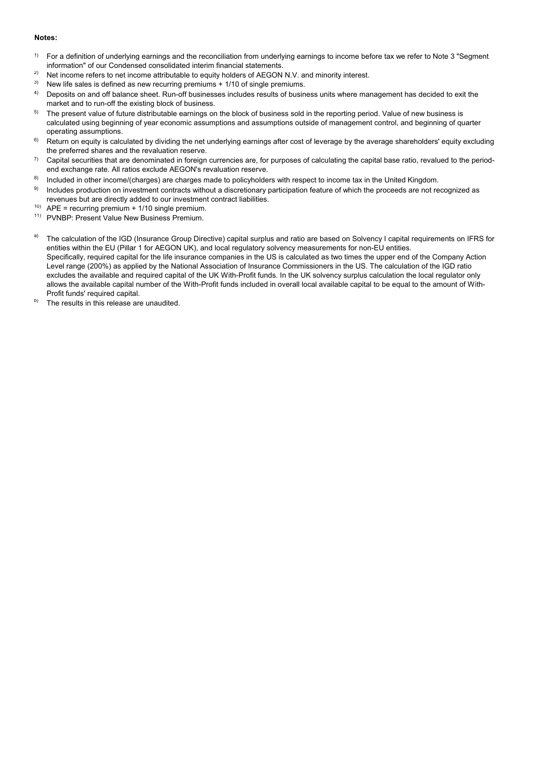**Notes:**

1) For a definition of underlying earnings and the reconciliation from underlying earnings to income before tax we refer to Note 3 "Segment information" of our Condensed consolidated interim financial statements.

2) Net income refers to net income attributable to equity holders of AEGON N.V. and minority interest.

3) New life sales is defined as new recurring premiums + 1/10 of single premiums.

4) Deposits on and off balance sheet. Run-off businesses includes results of business units where management has decided to exit the market and to run-off the existing block of business.

5) The present value of future distributable earnings on the block of business sold in the reporting period. Value of new business is calculated using beginning of year economic assumptions and assumptions outside of management control, and beginning of quarter operating assumptions.

6) Return on equity is calculated by dividing the net underlying earnings after cost of leverage by the average shareholders' equity excluding the preferred shares and the revaluation reserve.

7) Capital securities that are denominated in foreign currencies are, for purposes of calculating the capital base ratio, revalued to the period-end exchange rate. All ratios exclude AEGON's revaluation reserve.

8) Included in other income/(charges) are charges made to policyholders with respect to income tax in the United Kingdom.

9) Includes production on investment contracts without a discretionary participation feature of which the proceeds are not recognized as revenues but are directly added to our investment contract liabilities.

10) APE = recurring premium + 1/10 single premium.

11) PVNBP: Present Value New Business Premium.

a) The calculation of the IGD (Insurance Group Directive) capital surplus and ratio are based on Solvency I capital requirements on IFRS for entities within the EU (Pillar 1 for AEGON UK), and local regulatory solvency measurements for non-EU entities. Specifically, required capital for the life insurance companies in the US is calculated as two times the upper end of the Company Action Level range (200%) as applied by the National Association of Insurance Commissioners in the US. The calculation of the IGD ratio excludes the available and required capital of the UK With-Profit funds. In the UK solvency surplus calculation the local regulator only allows the available capital number of the With-Profit funds included in overall local available capital to be equal to the amount of With-Profit funds' required capital.

b) The results in this release are unaudited.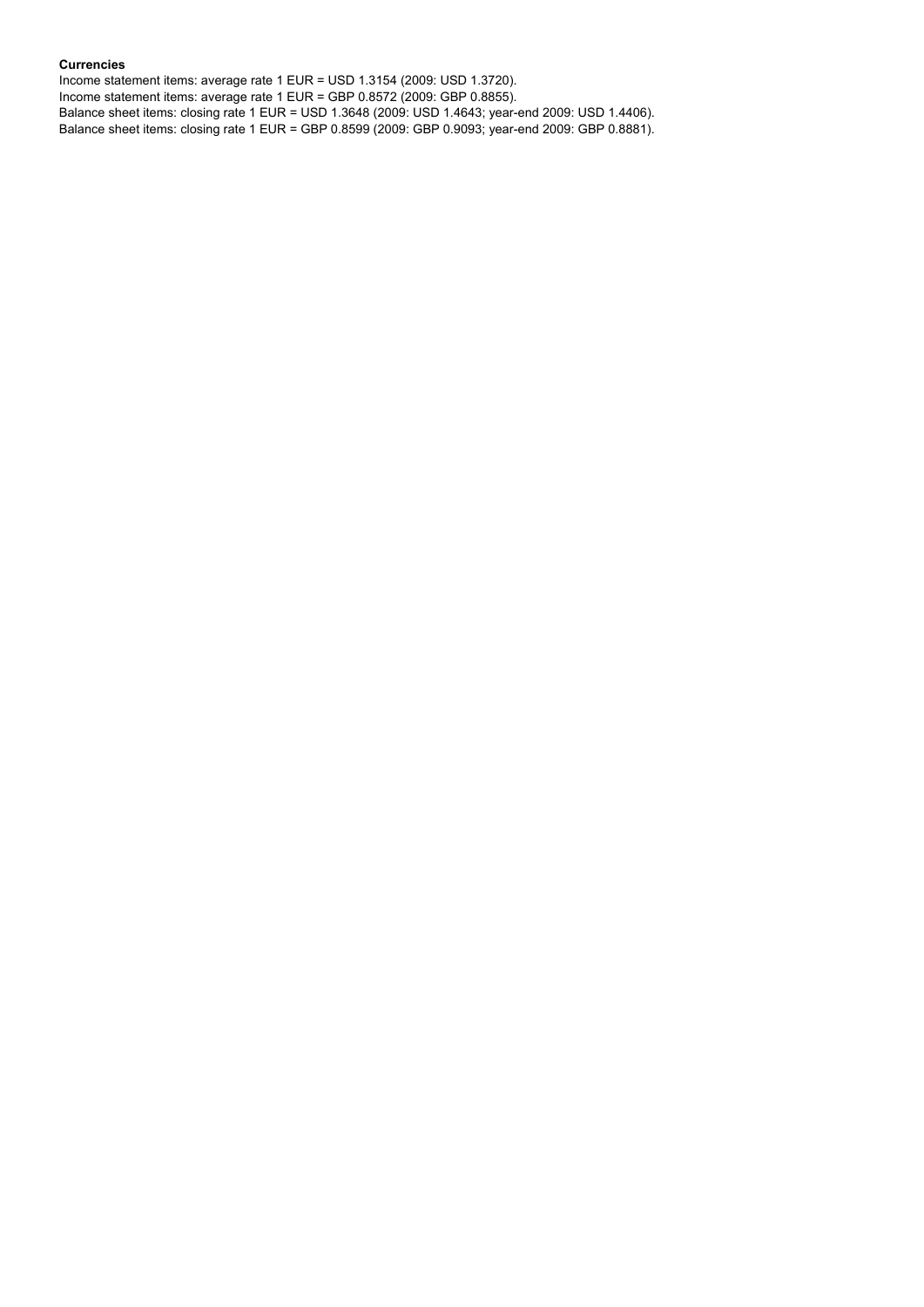**Currencies**

Income statement items: average rate 1 EUR = USD 1.3154 (2009: USD 1.3720).
Income statement items: average rate 1 EUR = GBP 0.8572 (2009: GBP 0.8855).
Balance sheet items: closing rate 1 EUR = USD 1.3648 (2009: USD 1.4643; year-end 2009: USD 1.4406).
Balance sheet items: closing rate 1 EUR = GBP 0.8599 (2009: GBP 0.9093; year-end 2009: GBP 0.8881).